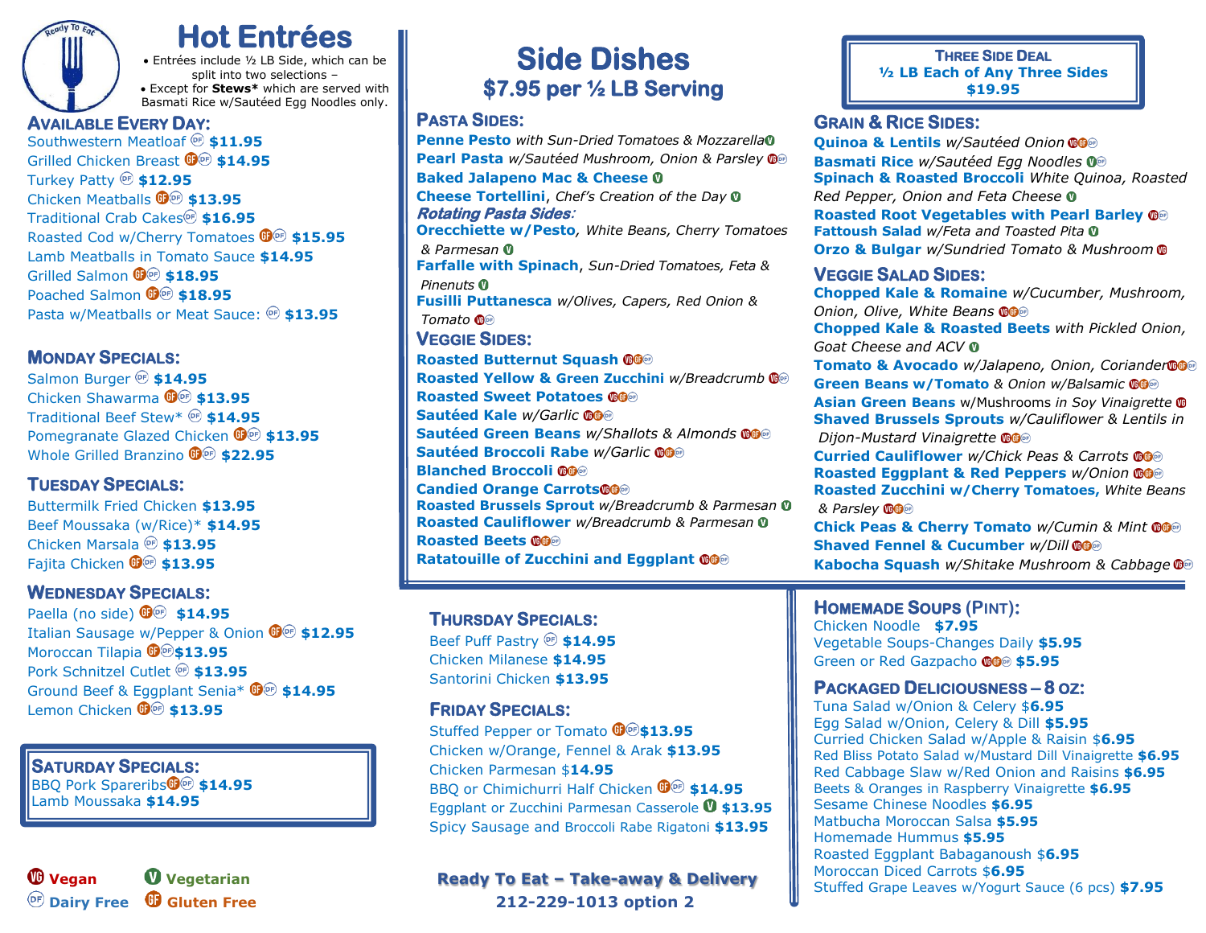# Hot Entrées

- Entrées include ½ LB Side, which can be split into two selections –
- Except for **Stews*** which are served with Basmati Rice w/Sautéed Egg Noodles only.

## Available Every Day:

- Southwestern Meatloaf DF **$11.95**
- Grilled Chicken Breast GF DF **$14.95**
- Turkey Patty DF **$12.95**
- Chicken Meatballs GF DF **$13.95**
- Traditional Crab Cakes DF **$16.95**
- Roasted Cod w/Cherry Tomatoes GF DF **$15.95**
- Lamb Meatballs in Tomato Sauce **$14.95**
- Grilled Salmon GF DF **$18.95**
- Poached Salmon GF DF **$18.95**
- Pasta w/Meatballs or Meat Sauce: DF **$13.95**

## Monday Specials:

- Salmon Burger DF **$14.95**
- Chicken Shawarma GF DF **$13.95**
- Traditional Beef Stew* DF **$14.95**
- Pomegranate Glazed Chicken GF DF **$13.95**
- Whole Grilled Branzino GF DF **$22.95**

## Tuesday Specials:

- Buttermilk Fried Chicken **$13.95**
- Beef Moussaka (w/Rice)* **$14.95**
- Chicken Marsala DF **$13.95**
- Fajita Chicken GF DF **$13.95**

## Wednesday Specials:

- Paella (no side) GF DF **$14.95**
- Italian Sausage w/Pepper & Onion GF DF **$12.95**
- Moroccan Tilapia GF DF **$13.95**
- Pork Schnitzel Cutlet DF **$13.95**
- Ground Beef & Eggplant Senia* GF DF **$14.95**
- Lemon Chicken GF DF **$13.95**

## Saturday Specials:

- BBQ Pork Spareribs GF DF **$14.95**
- Lamb Moussaka **$14.95**

VG Vegan · V Vegetarian · DF Dairy Free · GF Gluten Free

# Side Dishes

## $7.95 per ½ LB Serving

### Pasta Sides:

- **Penne Pesto** *with Sun-Dried Tomatoes & Mozzarella* V
- **Pearl Pasta** *w/Sautéed Mushroom, Onion & Parsley* VG DF
- **Baked Jalapeno Mac & Cheese** V
- **Cheese Tortellini**, *Chef's Creation of the Day* V

***Rotating Pasta Sides:***

- **Orecchiette w/Pesto**, *White Beans, Cherry Tomatoes & Parmesan* V
- **Farfalle with Spinach**, *Sun-Dried Tomatoes, Feta & Pinenuts* V
- **Fusilli Puttanesca** *w/Olives, Capers, Red Onion & Tomato* VG DF

### Veggie Sides:

- **Roasted Butternut Squash** VG GF DF
- **Roasted Yellow & Green Zucchini** *w/Breadcrumb* VG DF
- **Roasted Sweet Potatoes** VG GF DF
- **Sautéed Kale** *w/Garlic* VG GF DF
- **Sautéed Green Beans** *w/Shallots & Almonds* VG GF DF
- **Sautéed Broccoli Rabe** *w/Garlic* VG GF DF
- **Blanched Broccoli** VG GF DF
- **Candied Orange Carrots** VG GF DF
- **Roasted Brussels Sprout** *w/Breadcrumb & Parmesan* V
- **Roasted Cauliflower** *w/Breadcrumb & Parmesan* V
- **Roasted Beets** VG GF DF
- **Ratatouille of Zucchini and Eggplant** VG GF DF

### Three Side Deal

**½ LB Each of Any Three Sides**
**$19.95**

### Grain & Rice Sides:

- **Quinoa & Lentils** *w/Sautéed Onion* VG GF DF
- **Basmati Rice** *w/Sautéed Egg Noodles* V DF
- **Spinach & Roasted Broccoli** *White Quinoa, Roasted Red Pepper, Onion and Feta Cheese* V
- **Roasted Root Vegetables with Pearl Barley** VG DF
- **Fattoush Salad** *w/Feta and Toasted Pita* V
- **Orzo & Bulgar** *w/Sundried Tomato & Mushroom* VG

### Veggie Salad Sides:

- **Chopped Kale & Romaine** *w/Cucumber, Mushroom, Onion, Olive, White Beans* VG GF DF
- **Chopped Kale & Roasted Beets** *with Pickled Onion, Goat Cheese and ACV* V
- **Tomato & Avocado** *w/Jalapeno, Onion, Coriander* VG GF DF
- **Green Beans w/Tomato** *& Onion w/Balsamic* VG GF DF
- **Asian Green Beans** w/Mushrooms *in Soy Vinaigrette* VG
- **Shaved Brussels Sprouts** *w/Cauliflower & Lentils in Dijon-Mustard Vinaigrette* VG GF DF
- **Curried Cauliflower** *w/Chick Peas & Carrots* VG GF DF
- **Roasted Eggplant & Red Peppers** *w/Onion* VG GF DF
- **Roasted Zucchini w/Cherry Tomatoes,** *White Beans & Parsley* VG GF DF
- **Chick Peas & Cherry Tomato** *w/Cumin & Mint* VG GF DF
- **Shaved Fennel & Cucumber** *w/Dill* VG GF DF
- **Kabocha Squash** *w/Shitake Mushroom & Cabbage* VG DF

## Thursday Specials:

- Beef Puff Pastry DF **$14.95**
- Chicken Milanese **$14.95**
- Santorini Chicken **$13.95**

## Friday Specials:

- Stuffed Pepper or Tomato GF DF **$13.95**
- Chicken w/Orange, Fennel & Arak **$13.95**
- Chicken Parmesan $**14.95**
- BBQ or Chimichurri Half Chicken GF DF **$14.95**
- Eggplant or Zucchini Parmesan Casserole V **$13.95**
- Spicy Sausage and Broccoli Rabe Rigatoni **$13.95**

**Ready To Eat – Take-away & Delivery**
**212-229-1013 option 2**

## Homemade Soups (Pint):

- Chicken Noodle **$7.95**
- Vegetable Soups-Changes Daily **$5.95**
- Green or Red Gazpacho VG GF DF **$5.95**

## Packaged Deliciousness – 8 oz:

- Tuna Salad w/Onion & Celery $**6.95**
- Egg Salad w/Onion, Celery & Dill **$5.95**
- Curried Chicken Salad w/Apple & Raisin $**6.95**
- Red Bliss Potato Salad w/Mustard Dill Vinaigrette **$6.95**
- Red Cabbage Slaw w/Red Onion and Raisins **$6.95**
- Beets & Oranges in Raspberry Vinaigrette **$6.95**
- Sesame Chinese Noodles **$6.95**
- Matbucha Moroccan Salsa **$5.95**
- Homemade Hummus **$5.95**
- Roasted Eggplant Babaganoush $**6.95**
- Moroccan Diced Carrots $**6.95**
- Stuffed Grape Leaves w/Yogurt Sauce (6 pcs) **$7.95**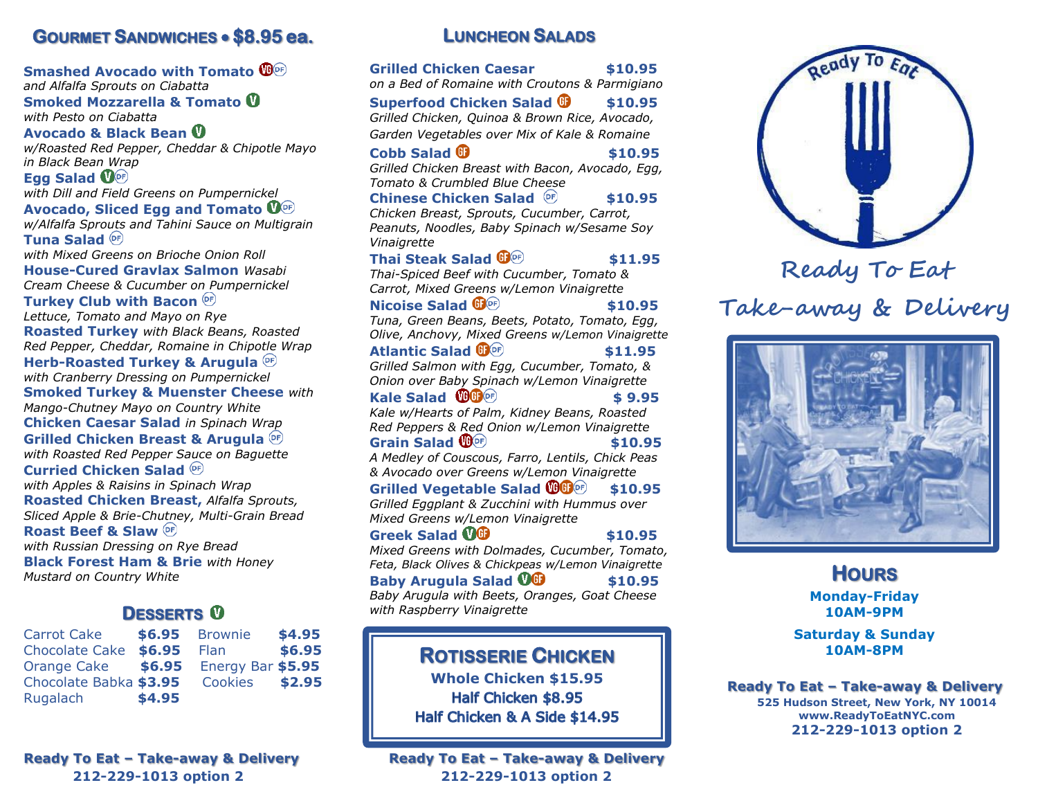## Gourmet Sandwiches • $8.95 ea.

**Smashed Avocado with Tomato** VG DF
*and Alfalfa Sprouts on Ciabatta*

**Smoked Mozzarella & Tomato** V
*with Pesto on Ciabatta*

**Avocado & Black Bean** V
*w/Roasted Red Pepper, Cheddar & Chipotle Mayo in Black Bean Wrap*

**Egg Salad** V DF
*with Dill and Field Greens on Pumpernickel*

**Avocado, Sliced Egg and Tomato** V DF
*w/Alfalfa Sprouts and Tahini Sauce on Multigrain*

**Tuna Salad** DF
*with Mixed Greens on Brioche Onion Roll*

**House-Cured Gravlax Salmon** *Wasabi Cream Cheese & Cucumber on Pumpernickel*

**Turkey Club with Bacon** DF
*Lettuce, Tomato and Mayo on Rye*

**Roasted Turkey** *with Black Beans, Roasted Red Pepper, Cheddar, Romaine in Chipotle Wrap*

**Herb-Roasted Turkey & Arugula** DF
*with Cranberry Dressing on Pumpernickel*

**Smoked Turkey & Muenster Cheese** *with Mango-Chutney Mayo on Country White*

**Chicken Caesar Salad** *in Spinach Wrap*

**Grilled Chicken Breast & Arugula** DF
*with Roasted Red Pepper Sauce on Baguette*

**Curried Chicken Salad** DF
*with Apples & Raisins in Spinach Wrap*

**Roasted Chicken Breast,** *Alfalfa Sprouts, Sliced Apple & Brie-Chutney, Multi-Grain Bread*

**Roast Beef & Slaw** DF
*with Russian Dressing on Rye Bread*

**Black Forest Ham & Brie** *with Honey Mustard on Country White*

## Desserts V

| | | | |
|---|---|---|---|
| Carrot Cake | $6.95 | Brownie | $4.95 |
| Chocolate Cake | $6.95 | Flan | $6.95 |
| Orange Cake | $6.95 | Energy Bar | $5.95 |
| Chocolate Babka | $3.95 | Cookies | $2.95 |
| Rugalach | $4.95 | | |

**Ready To Eat – Take-away & Delivery**
**212-229-1013 option 2**

## Luncheon Salads

**Grilled Chicken Caesar** **$10.95**
*on a Bed of Romaine with Croutons & Parmigiano*

**Superfood Chicken Salad** GF **$10.95**
*Grilled Chicken, Quinoa & Brown Rice, Avocado, Garden Vegetables over Mix of Kale & Romaine*

**Cobb Salad** GF **$10.95**
*Grilled Chicken Breast with Bacon, Avocado, Egg, Tomato & Crumbled Blue Cheese*

**Chinese Chicken Salad** DF **$10.95**
*Chicken Breast, Sprouts, Cucumber, Carrot, Peanuts, Noodles, Baby Spinach w/Sesame Soy Vinaigrette*

**Thai Steak Salad** GF DF **$11.95**
*Thai-Spiced Beef with Cucumber, Tomato & Carrot, Mixed Greens w/Lemon Vinaigrette*

**Nicoise Salad** GF DF **$10.95**
*Tuna, Green Beans, Beets, Potato, Tomato, Egg, Olive, Anchovy, Mixed Greens w/Lemon Vinaigrette*

**Atlantic Salad** GF DF **$11.95**
*Grilled Salmon with Egg, Cucumber, Tomato, & Onion over Baby Spinach w/Lemon Vinaigrette*

**Kale Salad** VG GF DF **$ 9.95**
*Kale w/Hearts of Palm, Kidney Beans, Roasted Red Peppers & Red Onion w/Lemon Vinaigrette*

**Grain Salad** VG DF **$10.95**
*A Medley of Couscous, Farro, Lentils, Chick Peas & Avocado over Greens w/Lemon Vinaigrette*

**Grilled Vegetable Salad** VG GF DF **$10.95**
*Grilled Eggplant & Zucchini with Hummus over Mixed Greens w/Lemon Vinaigrette*

**Greek Salad** V GF **$10.95**
*Mixed Greens with Dolmades, Cucumber, Tomato, Feta, Black Olives & Chickpeas w/Lemon Vinaigrette*

**Baby Arugula Salad** V GF **$10.95**
*Baby Arugula with Beets, Oranges, Goat Cheese with Raspberry Vinaigrette*

## Rotisserie Chicken

**Whole Chicken $15.95**
**Half Chicken $8.95**
**Half Chicken & A Side $14.95**

**Ready To Eat – Take-away & Delivery**
**212-229-1013 option 2**

Ready To Eat

# Ready To Eat
# Take-away & Delivery

## Hours

**Monday-Friday**
**10AM-9PM**

**Saturday & Sunday**
**10AM-8PM**

**Ready To Eat – Take-away & Delivery**
**525 Hudson Street, New York, NY 10014**
**www.ReadyToEatNYC.com**
**212-229-1013 option 2**